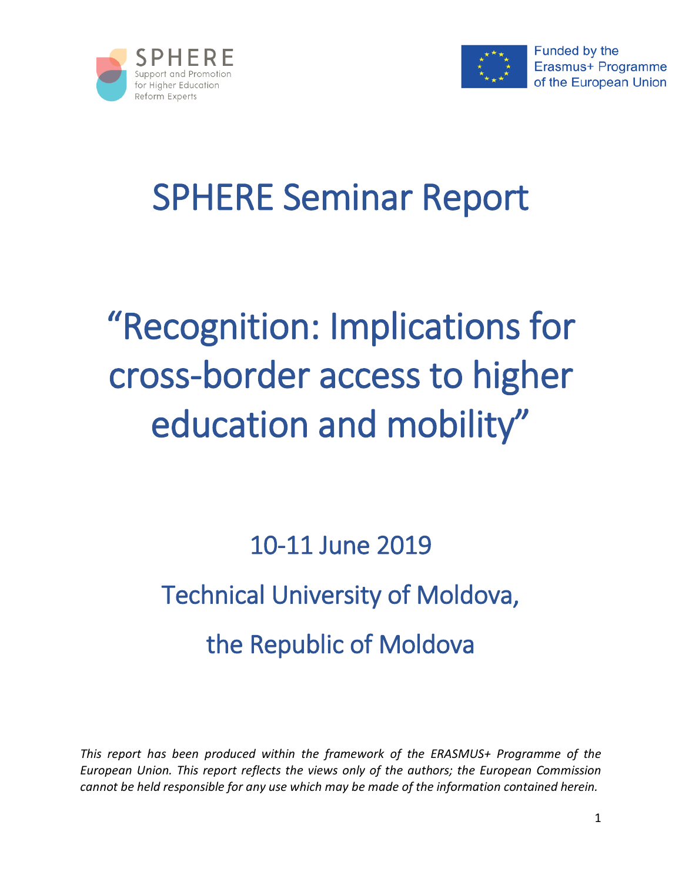SPHERE
Support and Promotion for Higher Education Reform Experts

Funded by the Erasmus+ Programme of the European Union

# SPHERE Seminar Report

# "Recognition: Implications for cross-border access to higher education and mobility"

## 10-11 June 2019

## Technical University of Moldova,

## the Republic of Moldova

*This report has been produced within the framework of the ERASMUS+ Programme of the European Union. This report reflects the views only of the authors; the European Commission cannot be held responsible for any use which may be made of the information contained herein.*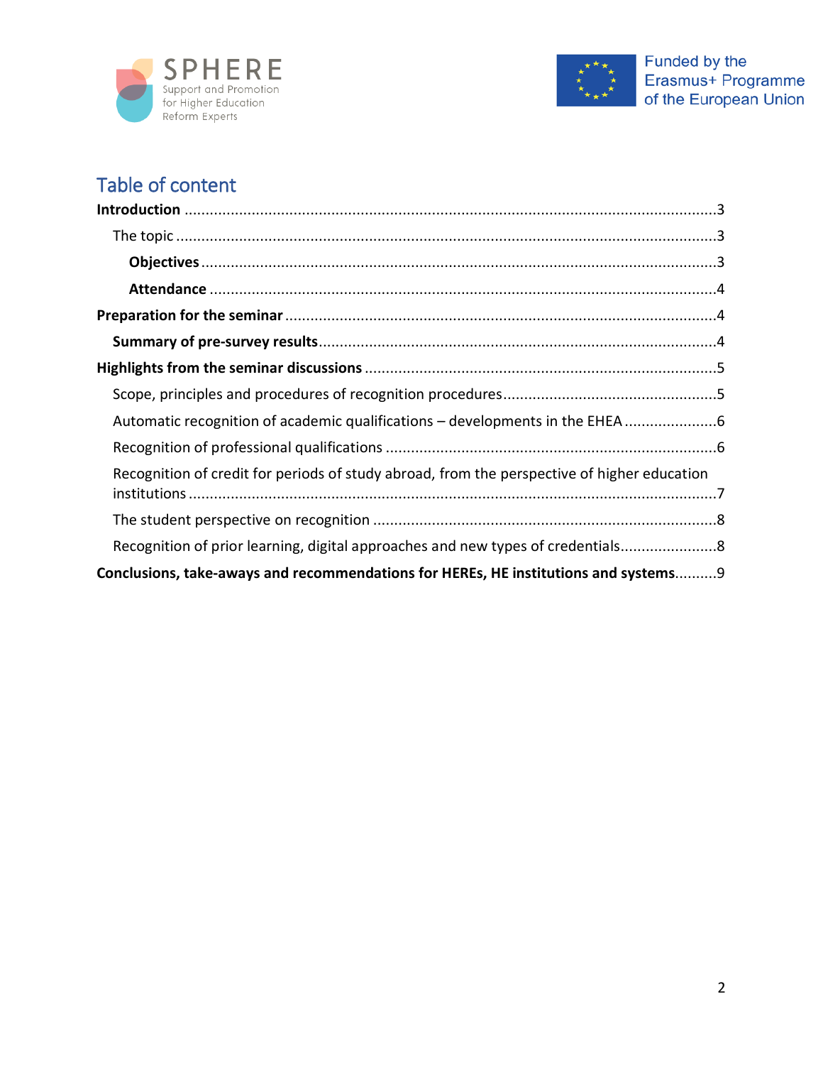## Table of content

**Introduction** ............................................................................................................. 3

The topic ............................................................................................................. 3

**Objectives** ............................................................................................................. 3

**Attendance** ............................................................................................................. 4

**Preparation for the seminar** ............................................................................................................. 4

**Summary of pre-survey results** ............................................................................................................. 4

**Highlights from the seminar discussions** ............................................................................................................. 5

Scope, principles and procedures of recognition procedures ............................................................. 5

Automatic recognition of academic qualifications – developments in the EHEA ............................. 6

Recognition of professional qualifications ............................................................................................................. 6

Recognition of credit for periods of study abroad, from the perspective of higher education institutions ............................................................................................................. 7

The student perspective on recognition ............................................................................................................. 8

Recognition of prior learning, digital approaches and new types of credentials ............................. 8

**Conclusions, take-aways and recommendations for HEREs, HE institutions and systems** .......... 9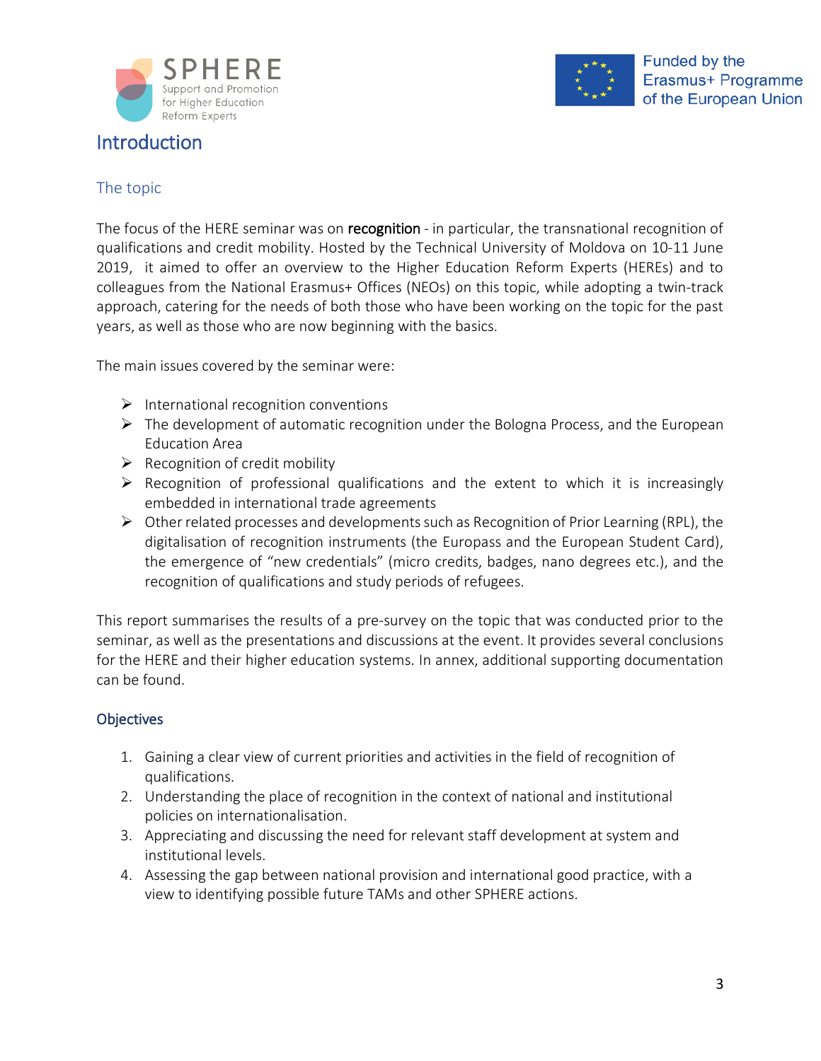# Introduction

## The topic

The focus of the HERE seminar was on **recognition** - in particular, the transnational recognition of qualifications and credit mobility. Hosted by the Technical University of Moldova on 10-11 June 2019, it aimed to offer an overview to the Higher Education Reform Experts (HEREs) and to colleagues from the National Erasmus+ Offices (NEOs) on this topic, while adopting a twin-track approach, catering for the needs of both those who have been working on the topic for the past years, as well as those who are now beginning with the basics.

The main issues covered by the seminar were:

- International recognition conventions
- The development of automatic recognition under the Bologna Process, and the European Education Area
- Recognition of credit mobility
- Recognition of professional qualifications and the extent to which it is increasingly embedded in international trade agreements
- Other related processes and developments such as Recognition of Prior Learning (RPL), the digitalisation of recognition instruments (the Europass and the European Student Card), the emergence of "new credentials" (micro credits, badges, nano degrees etc.), and the recognition of qualifications and study periods of refugees.

This report summarises the results of a pre-survey on the topic that was conducted prior to the seminar, as well as the presentations and discussions at the event. It provides several conclusions for the HERE and their higher education systems. In annex, additional supporting documentation can be found.

## Objectives

1. Gaining a clear view of current priorities and activities in the field of recognition of qualifications.
2. Understanding the place of recognition in the context of national and institutional policies on internationalisation.
3. Appreciating and discussing the need for relevant staff development at system and institutional levels.
4. Assessing the gap between national provision and international good practice, with a view to identifying possible future TAMs and other SPHERE actions.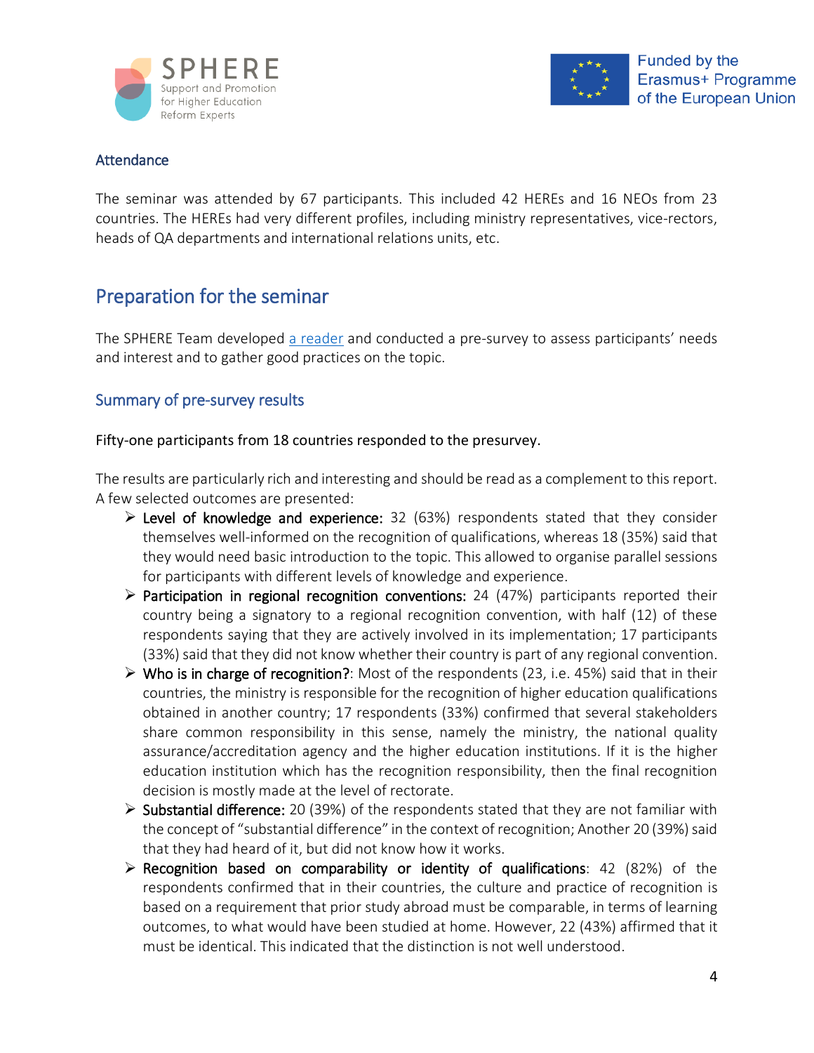### Attendance

The seminar was attended by 67 participants. This included 42 HEREs and 16 NEOs from 23 countries. The HEREs had very different profiles, including ministry representatives, vice-rectors, heads of QA departments and international relations units, etc.

## Preparation for the seminar

The SPHERE Team developed a reader and conducted a pre-survey to assess participants' needs and interest and to gather good practices on the topic.

### Summary of pre-survey results

Fifty-one participants from 18 countries responded to the presurvey.

The results are particularly rich and interesting and should be read as a complement to this report. A few selected outcomes are presented:

- Level of knowledge and experience: 32 (63%) respondents stated that they consider themselves well-informed on the recognition of qualifications, whereas 18 (35%) said that they would need basic introduction to the topic. This allowed to organise parallel sessions for participants with different levels of knowledge and experience.
- Participation in regional recognition conventions: 24 (47%) participants reported their country being a signatory to a regional recognition convention, with half (12) of these respondents saying that they are actively involved in its implementation; 17 participants (33%) said that they did not know whether their country is part of any regional convention.
- Who is in charge of recognition?: Most of the respondents (23, i.e. 45%) said that in their countries, the ministry is responsible for the recognition of higher education qualifications obtained in another country; 17 respondents (33%) confirmed that several stakeholders share common responsibility in this sense, namely the ministry, the national quality assurance/accreditation agency and the higher education institutions. If it is the higher education institution which has the recognition responsibility, then the final recognition decision is mostly made at the level of rectorate.
- Substantial difference: 20 (39%) of the respondents stated that they are not familiar with the concept of "substantial difference" in the context of recognition; Another 20 (39%) said that they had heard of it, but did not know how it works.
- Recognition based on comparability or identity of qualifications: 42 (82%) of the respondents confirmed that in their countries, the culture and practice of recognition is based on a requirement that prior study abroad must be comparable, in terms of learning outcomes, to what would have been studied at home. However, 22 (43%) affirmed that it must be identical. This indicated that the distinction is not well understood.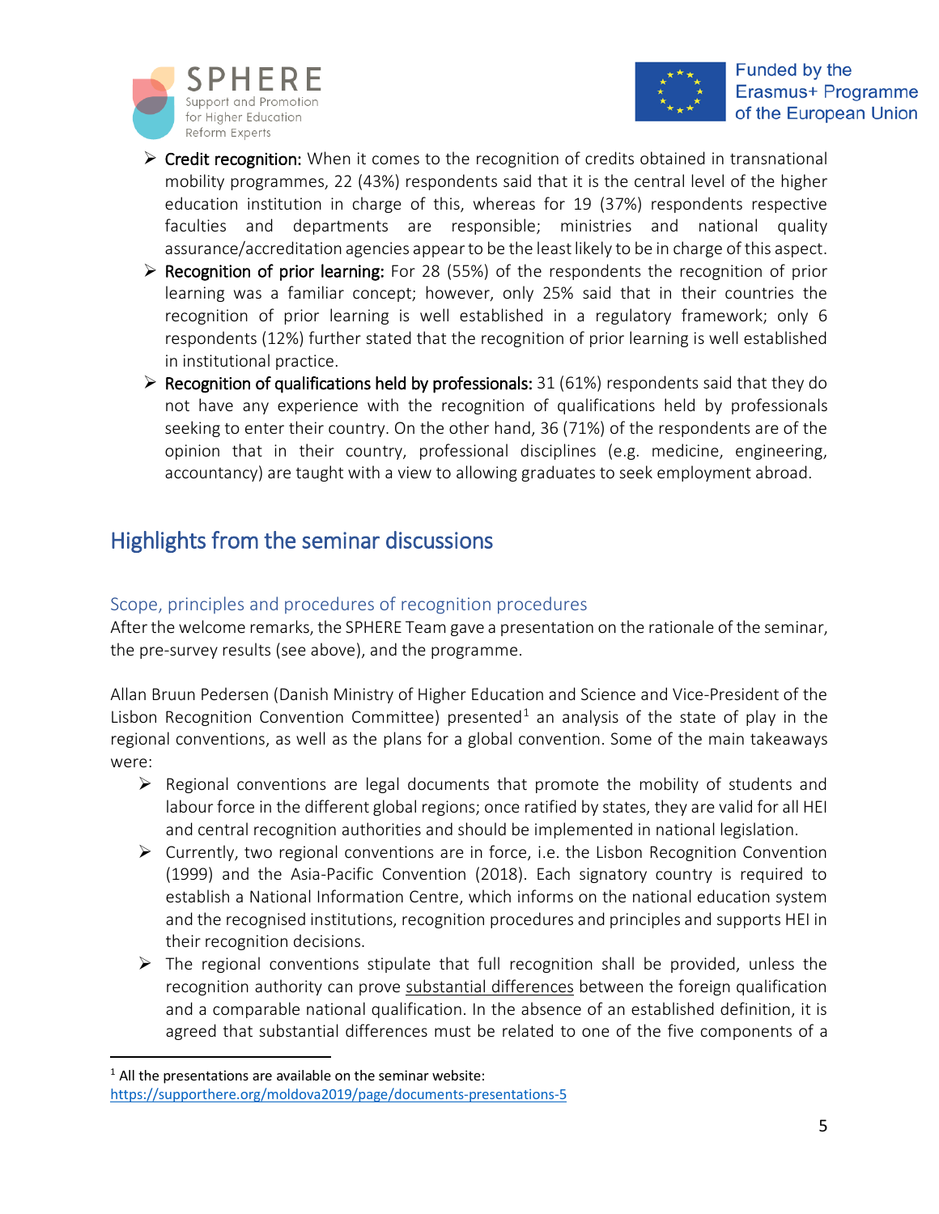- **Credit recognition:** When it comes to the recognition of credits obtained in transnational mobility programmes, 22 (43%) respondents said that it is the central level of the higher education institution in charge of this, whereas for 19 (37%) respondents respective faculties and departments are responsible; ministries and national quality assurance/accreditation agencies appear to be the least likely to be in charge of this aspect.
- **Recognition of prior learning:** For 28 (55%) of the respondents the recognition of prior learning was a familiar concept; however, only 25% said that in their countries the recognition of prior learning is well established in a regulatory framework; only 6 respondents (12%) further stated that the recognition of prior learning is well established in institutional practice.
- **Recognition of qualifications held by professionals:** 31 (61%) respondents said that they do not have any experience with the recognition of qualifications held by professionals seeking to enter their country. On the other hand, 36 (71%) of the respondents are of the opinion that in their country, professional disciplines (e.g. medicine, engineering, accountancy) are taught with a view to allowing graduates to seek employment abroad.

## Highlights from the seminar discussions

### Scope, principles and procedures of recognition procedures

After the welcome remarks, the SPHERE Team gave a presentation on the rationale of the seminar, the pre-survey results (see above), and the programme.

Allan Bruun Pedersen (Danish Ministry of Higher Education and Science and Vice-President of the Lisbon Recognition Convention Committee) presented[1] an analysis of the state of play in the regional conventions, as well as the plans for a global convention. Some of the main takeaways were:

- Regional conventions are legal documents that promote the mobility of students and labour force in the different global regions; once ratified by states, they are valid for all HEI and central recognition authorities and should be implemented in national legislation.
- Currently, two regional conventions are in force, i.e. the Lisbon Recognition Convention (1999) and the Asia-Pacific Convention (2018). Each signatory country is required to establish a National Information Centre, which informs on the national education system and the recognised institutions, recognition procedures and principles and supports HEI in their recognition decisions.
- The regional conventions stipulate that full recognition shall be provided, unless the recognition authority can prove substantial differences between the foreign qualification and a comparable national qualification. In the absence of an established definition, it is agreed that substantial differences must be related to one of the five components of a

[1] All the presentations are available on the seminar website: https://supporthere.org/moldova2019/page/documents-presentations-5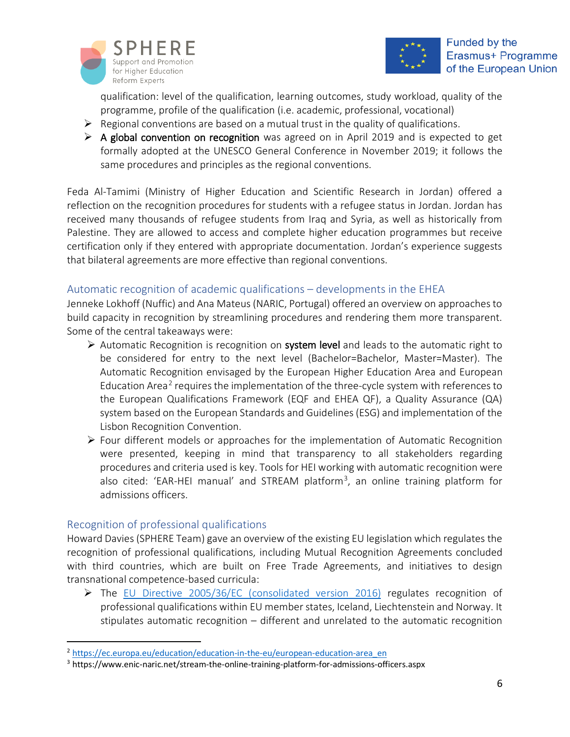qualification: level of the qualification, learning outcomes, study workload, quality of the programme, profile of the qualification (i.e. academic, professional, vocational)

- Regional conventions are based on a mutual trust in the quality of qualifications.
- **A global convention on recognition** was agreed on in April 2019 and is expected to get formally adopted at the UNESCO General Conference in November 2019; it follows the same procedures and principles as the regional conventions.

Feda Al-Tamimi (Ministry of Higher Education and Scientific Research in Jordan) offered a reflection on the recognition procedures for students with a refugee status in Jordan. Jordan has received many thousands of refugee students from Iraq and Syria, as well as historically from Palestine. They are allowed to access and complete higher education programmes but receive certification only if they entered with appropriate documentation. Jordan's experience suggests that bilateral agreements are more effective than regional conventions.

## Automatic recognition of academic qualifications – developments in the EHEA

Jenneke Lokhoff (Nuffic) and Ana Mateus (NARIC, Portugal) offered an overview on approaches to build capacity in recognition by streamlining procedures and rendering them more transparent. Some of the central takeaways were:

- Automatic Recognition is recognition on **system level** and leads to the automatic right to be considered for entry to the next level (Bachelor=Bachelor, Master=Master). The Automatic Recognition envisaged by the European Higher Education Area and European Education Area[2] requires the implementation of the three-cycle system with references to the European Qualifications Framework (EQF and EHEA QF), a Quality Assurance (QA) system based on the European Standards and Guidelines (ESG) and implementation of the Lisbon Recognition Convention.
- Four different models or approaches for the implementation of Automatic Recognition were presented, keeping in mind that transparency to all stakeholders regarding procedures and criteria used is key. Tools for HEI working with automatic recognition were also cited: 'EAR-HEI manual' and STREAM platform[3], an online training platform for admissions officers.

## Recognition of professional qualifications

Howard Davies (SPHERE Team) gave an overview of the existing EU legislation which regulates the recognition of professional qualifications, including Mutual Recognition Agreements concluded with third countries, which are built on Free Trade Agreements, and initiatives to design transnational competence-based curricula:

- The EU Directive 2005/36/EC (consolidated version 2016) regulates recognition of professional qualifications within EU member states, Iceland, Liechtenstein and Norway. It stipulates automatic recognition – different and unrelated to the automatic recognition

---

[2] https://ec.europa.eu/education/education-in-the-eu/european-education-area_en

[3] https://www.enic-naric.net/stream-the-online-training-platform-for-admissions-officers.aspx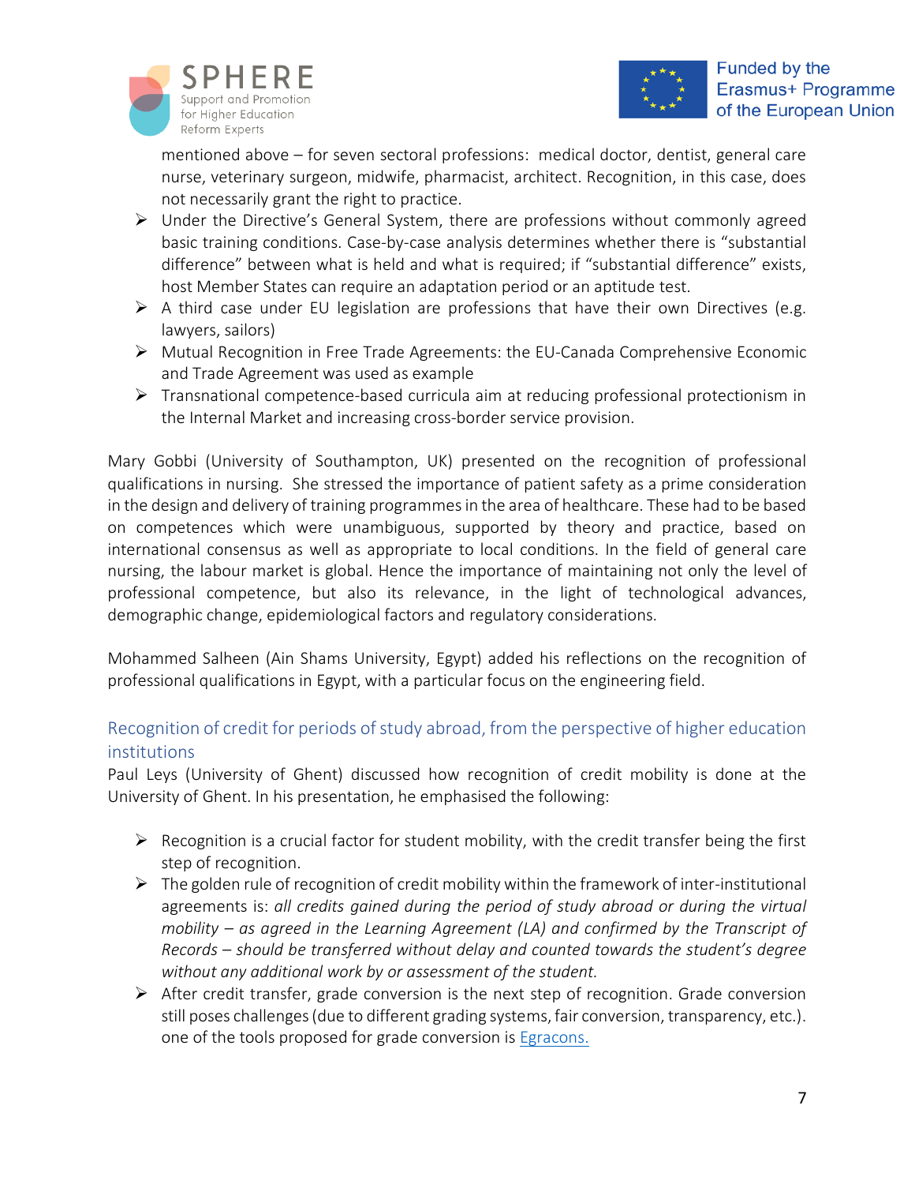mentioned above – for seven sectoral professions: medical doctor, dentist, general care nurse, veterinary surgeon, midwife, pharmacist, architect. Recognition, in this case, does not necessarily grant the right to practice.

- Under the Directive's General System, there are professions without commonly agreed basic training conditions. Case-by-case analysis determines whether there is "substantial difference" between what is held and what is required; if "substantial difference" exists, host Member States can require an adaptation period or an aptitude test.
- A third case under EU legislation are professions that have their own Directives (e.g. lawyers, sailors)
- Mutual Recognition in Free Trade Agreements: the EU-Canada Comprehensive Economic and Trade Agreement was used as example
- Transnational competence-based curricula aim at reducing professional protectionism in the Internal Market and increasing cross-border service provision.

Mary Gobbi (University of Southampton, UK) presented on the recognition of professional qualifications in nursing. She stressed the importance of patient safety as a prime consideration in the design and delivery of training programmes in the area of healthcare. These had to be based on competences which were unambiguous, supported by theory and practice, based on international consensus as well as appropriate to local conditions. In the field of general care nursing, the labour market is global. Hence the importance of maintaining not only the level of professional competence, but also its relevance, in the light of technological advances, demographic change, epidemiological factors and regulatory considerations.

Mohammed Salheen (Ain Shams University, Egypt) added his reflections on the recognition of professional qualifications in Egypt, with a particular focus on the engineering field.

### Recognition of credit for periods of study abroad, from the perspective of higher education institutions

Paul Leys (University of Ghent) discussed how recognition of credit mobility is done at the University of Ghent. In his presentation, he emphasised the following:

- Recognition is a crucial factor for student mobility, with the credit transfer being the first step of recognition.
- The golden rule of recognition of credit mobility within the framework of inter-institutional agreements is: *all credits gained during the period of study abroad or during the virtual mobility – as agreed in the Learning Agreement (LA) and confirmed by the Transcript of Records – should be transferred without delay and counted towards the student's degree without any additional work by or assessment of the student.*
- After credit transfer, grade conversion is the next step of recognition. Grade conversion still poses challenges (due to different grading systems, fair conversion, transparency, etc.). one of the tools proposed for grade conversion is Egracons.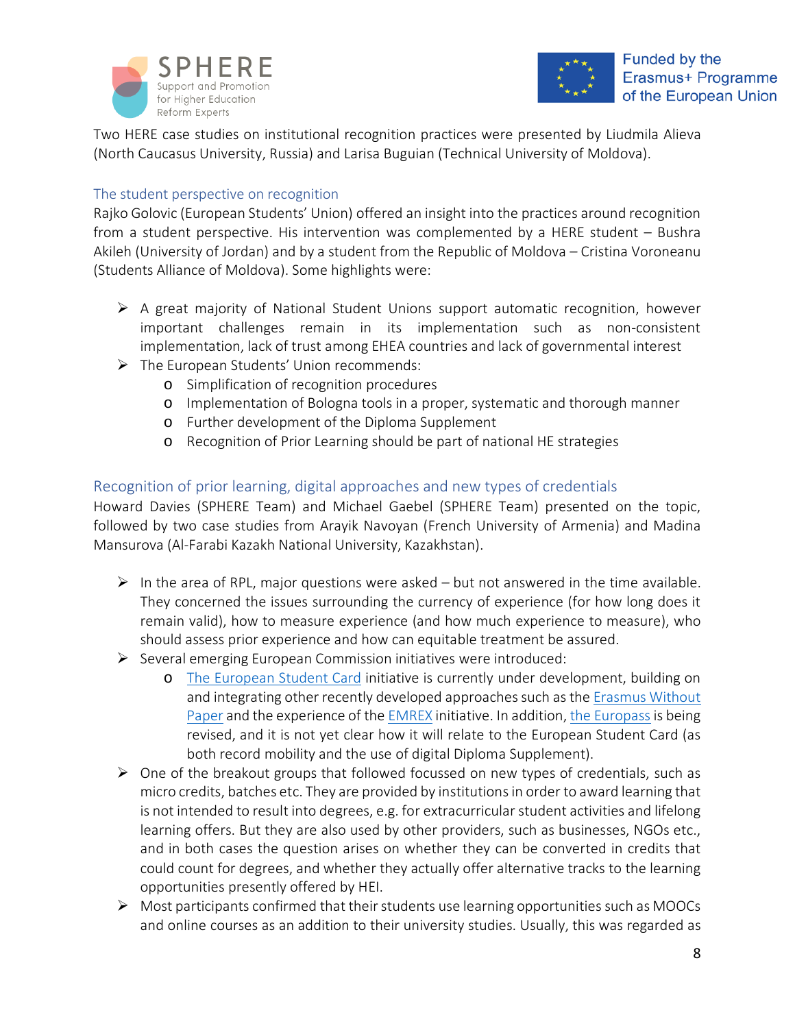Two HERE case studies on institutional recognition practices were presented by Liudmila Alieva (North Caucasus University, Russia) and Larisa Buguian (Technical University of Moldova).

### The student perspective on recognition

Rajko Golovic (European Students' Union) offered an insight into the practices around recognition from a student perspective. His intervention was complemented by a HERE student – Bushra Akileh (University of Jordan) and by a student from the Republic of Moldova – Cristina Voroneanu (Students Alliance of Moldova). Some highlights were:

- A great majority of National Student Unions support automatic recognition, however important challenges remain in its implementation such as non-consistent implementation, lack of trust among EHEA countries and lack of governmental interest
- The European Students' Union recommends:
  - Simplification of recognition procedures
  - Implementation of Bologna tools in a proper, systematic and thorough manner
  - Further development of the Diploma Supplement
  - Recognition of Prior Learning should be part of national HE strategies

## Recognition of prior learning, digital approaches and new types of credentials

Howard Davies (SPHERE Team) and Michael Gaebel (SPHERE Team) presented on the topic, followed by two case studies from Arayik Navoyan (French University of Armenia) and Madina Mansurova (Al-Farabi Kazakh National University, Kazakhstan).

- In the area of RPL, major questions were asked – but not answered in the time available. They concerned the issues surrounding the currency of experience (for how long does it remain valid), how to measure experience (and how much experience to measure), who should assess prior experience and how can equitable treatment be assured.
- Several emerging European Commission initiatives were introduced:
  - The European Student Card initiative is currently under development, building on and integrating other recently developed approaches such as the Erasmus Without Paper and the experience of the EMREX initiative. In addition, the Europass is being revised, and it is not yet clear how it will relate to the European Student Card (as both record mobility and the use of digital Diploma Supplement).
- One of the breakout groups that followed focussed on new types of credentials, such as micro credits, batches etc. They are provided by institutions in order to award learning that is not intended to result into degrees, e.g. for extracurricular student activities and lifelong learning offers. But they are also used by other providers, such as businesses, NGOs etc., and in both cases the question arises on whether they can be converted in credits that could count for degrees, and whether they actually offer alternative tracks to the learning opportunities presently offered by HEI.
- Most participants confirmed that their students use learning opportunities such as MOOCs and online courses as an addition to their university studies. Usually, this was regarded as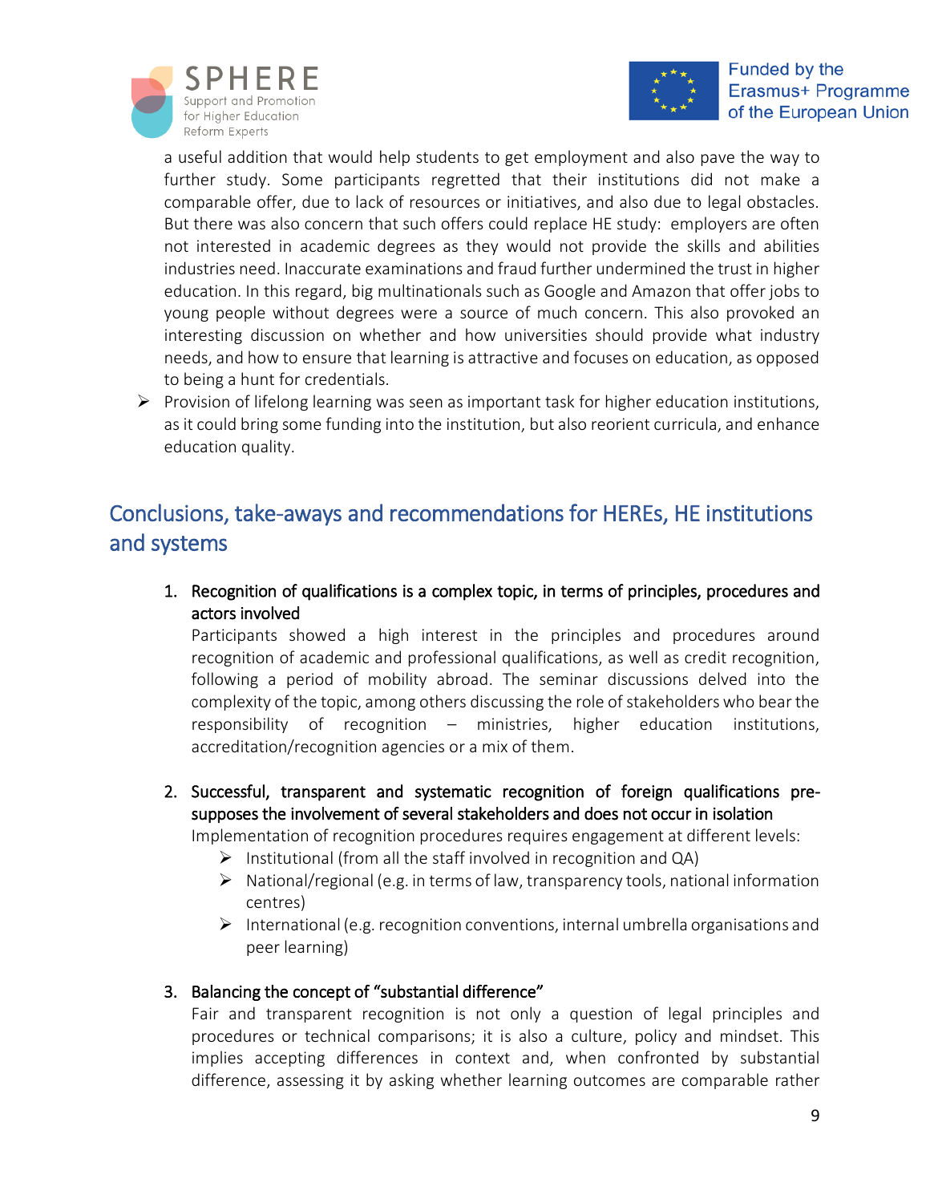a useful addition that would help students to get employment and also pave the way to further study. Some participants regretted that their institutions did not make a comparable offer, due to lack of resources or initiatives, and also due to legal obstacles. But there was also concern that such offers could replace HE study: employers are often not interested in academic degrees as they would not provide the skills and abilities industries need. Inaccurate examinations and fraud further undermined the trust in higher education. In this regard, big multinationals such as Google and Amazon that offer jobs to young people without degrees were a source of much concern. This also provoked an interesting discussion on whether and how universities should provide what industry needs, and how to ensure that learning is attractive and focuses on education, as opposed to being a hunt for credentials.

- Provision of lifelong learning was seen as important task for higher education institutions, as it could bring some funding into the institution, but also reorient curricula, and enhance education quality.

## Conclusions, take-aways and recommendations for HEREs, HE institutions and systems

1. Recognition of qualifications is a complex topic, in terms of principles, procedures and actors involved

   Participants showed a high interest in the principles and procedures around recognition of academic and professional qualifications, as well as credit recognition, following a period of mobility abroad. The seminar discussions delved into the complexity of the topic, among others discussing the role of stakeholders who bear the responsibility of recognition – ministries, higher education institutions, accreditation/recognition agencies or a mix of them.

2. Successful, transparent and systematic recognition of foreign qualifications pre-supposes the involvement of several stakeholders and does not occur in isolation

   Implementation of recognition procedures requires engagement at different levels:
   - Institutional (from all the staff involved in recognition and QA)
   - National/regional (e.g. in terms of law, transparency tools, national information centres)
   - International (e.g. recognition conventions, internal umbrella organisations and peer learning)

3. Balancing the concept of "substantial difference"

   Fair and transparent recognition is not only a question of legal principles and procedures or technical comparisons; it is also a culture, policy and mindset. This implies accepting differences in context and, when confronted by substantial difference, assessing it by asking whether learning outcomes are comparable rather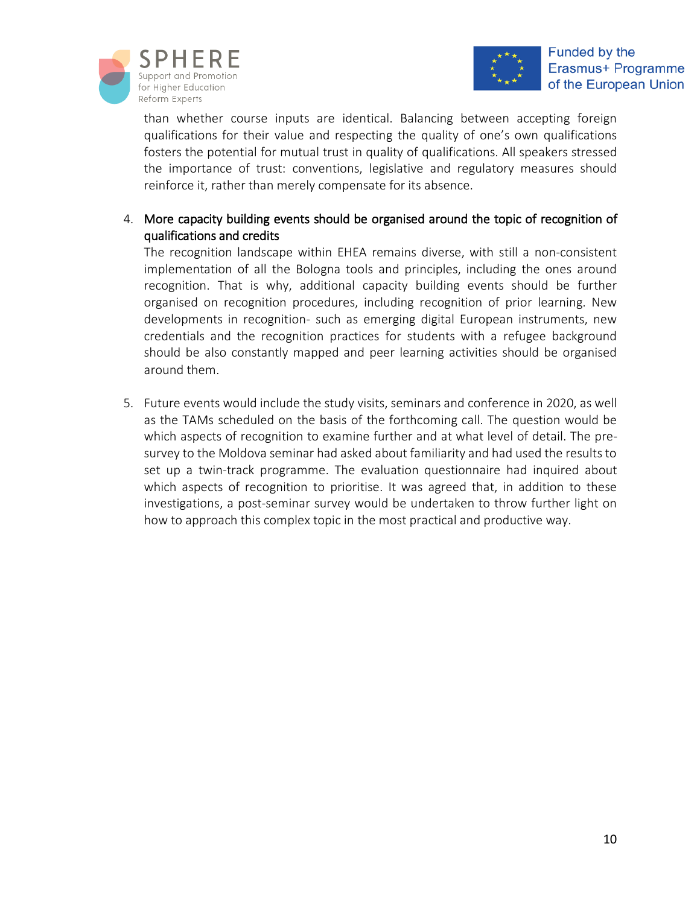than whether course inputs are identical. Balancing between accepting foreign qualifications for their value and respecting the quality of one's own qualifications fosters the potential for mutual trust in quality of qualifications. All speakers stressed the importance of trust: conventions, legislative and regulatory measures should reinforce it, rather than merely compensate for its absence.

4. More capacity building events should be organised around the topic of recognition of qualifications and credits
   The recognition landscape within EHEA remains diverse, with still a non-consistent implementation of all the Bologna tools and principles, including the ones around recognition. That is why, additional capacity building events should be further organised on recognition procedures, including recognition of prior learning. New developments in recognition- such as emerging digital European instruments, new credentials and the recognition practices for students with a refugee background should be also constantly mapped and peer learning activities should be organised around them.

5. Future events would include the study visits, seminars and conference in 2020, as well as the TAMs scheduled on the basis of the forthcoming call. The question would be which aspects of recognition to examine further and at what level of detail. The pre-survey to the Moldova seminar had asked about familiarity and had used the results to set up a twin-track programme. The evaluation questionnaire had inquired about which aspects of recognition to prioritise. It was agreed that, in addition to these investigations, a post-seminar survey would be undertaken to throw further light on how to approach this complex topic in the most practical and productive way.